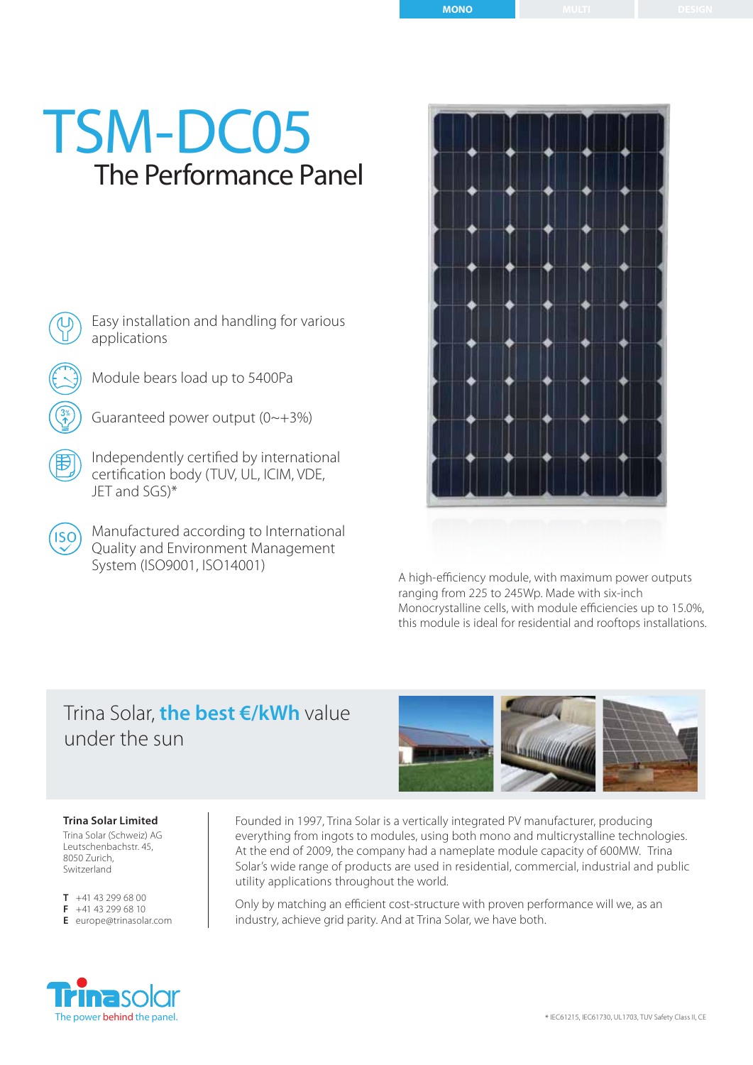MONO MULTI DESIGN

# TSM-DC05

## The Performance Panel

- Easy installation and handling for various applications
- Module bears load up to 5400Pa
- Guaranteed power output (0~+3%)
- Independently certified by international certification body (TUV, UL, ICIM, VDE, JET and SGS)*
- Manufactured according to International Quality and Environment Management System (ISO9001, ISO14001)

A high-efficiency module, with maximum power outputs ranging from 225 to 245Wp. Made with six-inch Monocrystalline cells, with module efficiencies up to 15.0%, this module is ideal for residential and rooftops installations.

## Trina Solar, **the best €/kWh** value under the sun

**Trina Solar Limited**
Trina Solar (Schweiz) AG
Leutschenbachstr. 45,
8050 Zurich,
Switzerland

**T** +41 43 299 68 00
**F** +41 43 299 68 10
**E** europe@trinasolar.com

Founded in 1997, Trina Solar is a vertically integrated PV manufacturer, producing everything from ingots to modules, using both mono and multicrystalline technologies. At the end of 2009, the company had a nameplate module capacity of 600MW. Trina Solar's wide range of products are used in residential, commercial, industrial and public utility applications throughout the world.

Only by matching an efficient cost-structure with proven performance will we, as an industry, achieve grid parity. And at Trina Solar, we have both.

Trinasolar
The power behind the panel.

* IEC61215, IEC61730, UL1703, TUV Safety Class II, CE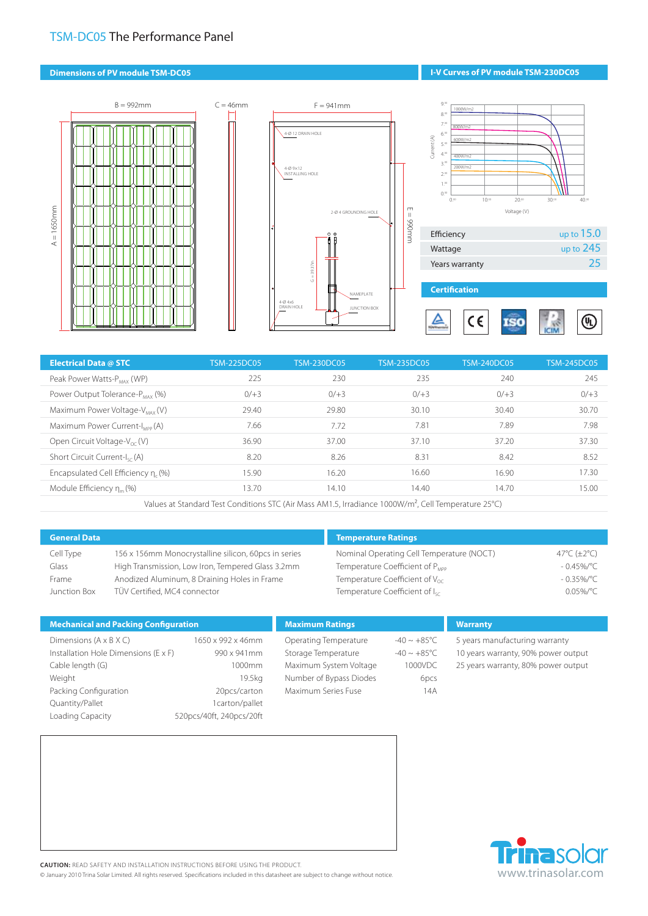# TSM-DC05 The Performance Panel

## Dimensions of PV module TSM-DC05

B = 992mm
C = 46mm
F = 941mm
A = 1650mm
E = 990mm
G = 39.37in

4-Ø 12 DRAIN HOLE
4-Ø 9x12 INSTALLING HOLE
2-Ø 4 GROUNDING HOLE
4-Ø 4x6 DRAIN HOLE
NAMEPLATE
JUNCTION BOX

## I-V Curves of PV module TSM-230DC05

1000W/m2
800W/m2
600W/m2
400W/m2
200W/m2
Current (A)
Voltage (V)

| | |
|---|---|
| Efficiency | up to 15.0 |
| Wattage | up to 245 |
| Years warranty | 25 |

## Certification

## Electrical Data @ STC

| Electrical Data @ STC | TSM-225DC05 | TSM-230DC05 | TSM-235DC05 | TSM-240DC05 | TSM-245DC05 |
|---|---|---|---|---|---|
| Peak Power Watts-$P_{MAX}$ (WP) | 225 | 230 | 235 | 240 | 245 |
| Power Output Tolerance-$P_{MAX}$ (%) | 0/+3 | 0/+3 | 0/+3 | 0/+3 | 0/+3 |
| Maximum Power Voltage-$V_{MAX}$ (V) | 29.40 | 29.80 | 30.10 | 30.40 | 30.70 |
| Maximum Power Current-$I_{MPP}$ (A) | 7.66 | 7.72 | 7.81 | 7.89 | 7.98 |
| Open Circuit Voltage-$V_{OC}$ (V) | 36.90 | 37.00 | 37.10 | 37.20 | 37.30 |
| Short Circuit Current-$I_{SC}$ (A) | 8.20 | 8.26 | 8.31 | 8.42 | 8.52 |
| Encapsulated Cell Efficiency $\eta_c$ (%) | 15.90 | 16.20 | 16.60 | 16.90 | 17.30 |
| Module Efficiency $\eta_m$ (%) | 13.70 | 14.10 | 14.40 | 14.70 | 15.00 |

Values at Standard Test Conditions STC (Air Mass AM1.5, Irradiance 1000W/m², Cell Temperature 25°C)

## General Data

| | |
|---|---|
| Cell Type | 156 x 156mm Monocrystalline silicon, 60pcs in series |
| Glass | High Transmission, Low Iron, Tempered Glass 3.2mm |
| Frame | Anodized Aluminum, 8 Draining Holes in Frame |
| Junction Box | TÜV Certified, MC4 connector |

## Temperature Ratings

| | |
|---|---|
| Nominal Operating Cell Temperature (NOCT) | 47°C (±2°C) |
| Temperature Coefficient of $P_{MPP}$ | - 0.45%/°C |
| Temperature Coefficient of $V_{OC}$ | - 0.35%/°C |
| Temperature Coefficient of $I_{SC}$ | 0.05%/°C |

## Mechanical and Packing Configuration

| | |
|---|---|
| Dimensions (A x B X C) | 1650 x 992 x 46mm |
| Installation Hole Dimensions (E x F) | 990 x 941mm |
| Cable length (G) | 1000mm |
| Weight | 19.5kg |
| Packing Configuration | 20pcs/carton |
| Quantity/Pallet | 1carton/pallet |
| Loading Capacity | 520pcs/40ft, 240pcs/20ft |

## Maximum Ratings

| | |
|---|---|
| Operating Temperature | -40 ~ +85°C |
| Storage Temperature | -40 ~ +85°C |
| Maximum System Voltage | 1000VDC |
| Number of Bypass Diodes | 6pcs |
| Maximum Series Fuse | 14A |

## Warranty

5 years manufacturing warranty
10 years warranty, 90% power output
25 years warranty, 80% power output

**CAUTION:** READ SAFETY AND INSTALLATION INSTRUCTIONS BEFORE USING THE PRODUCT.
© January 2010 Trina Solar Limited. All rights reserved. Specifications included in this datasheet are subject to change without notice.

Trinasolar
www.trinasolar.com